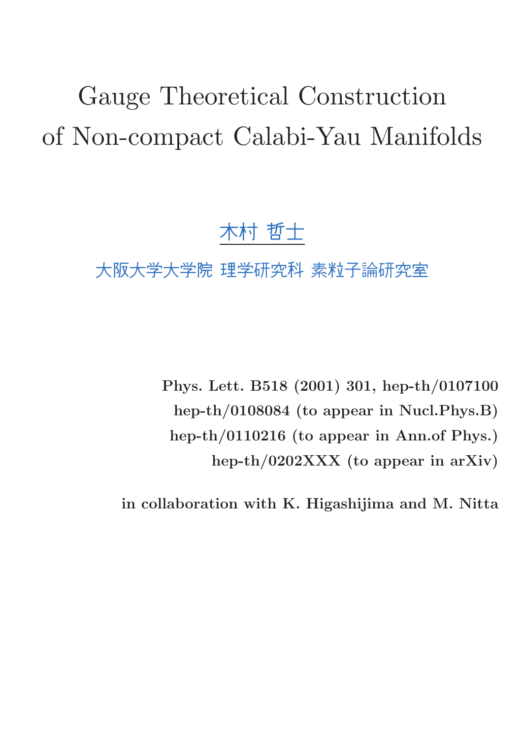# Gauge Theoretical Construction of Non-compact Calabi-Yau Manifolds

木村 哲士

大阪大学大学院 理学研究科 素粒子論研究室

**Phys. Lett. B518 (2001) 301, hep-th/0107100**

**hep-th/0108084 (to appear in Nucl.Phys.B)**

**hep-th/0110216 (to appear in Ann.of Phys.)**

**hep-th/0202XXX (to appear in arXiv)**

**in collaboration with K. Higashijima and M. Nitta**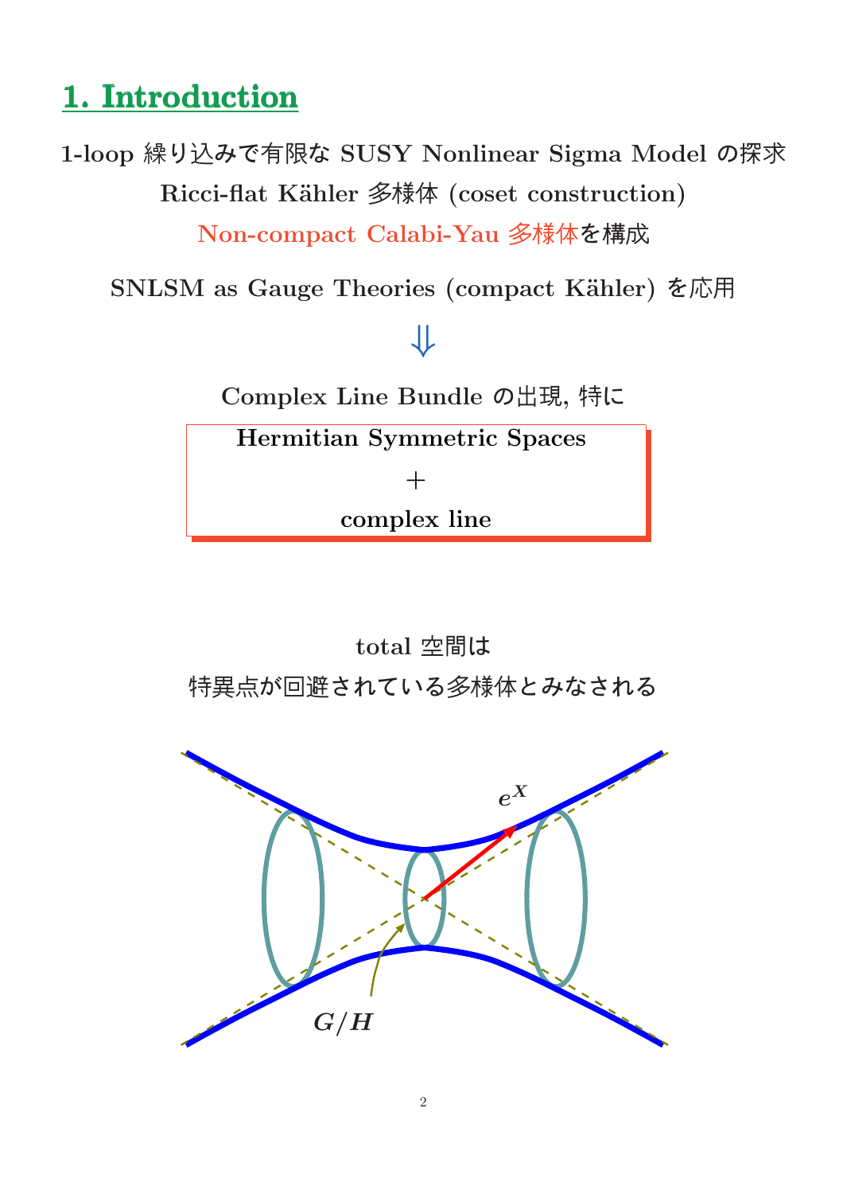# 1. Introduction

**1-loop 繰り込みで有限な SUSY Nonlinear Sigma Model の探求**

**Ricci-flat Kähler 多様体 (coset construction)**

**Non-compact Calabi-Yau 多様体を構成**

**SNLSM as Gauge Theories (compact Kähler) を応用**

$\Downarrow$

**Complex Line Bundle の出現, 特に**

**Hermitian Symmetric Spaces**

**+**

**complex line**

**total 空間は**

**特異点が回避されている多様体とみなされる**

$e^X$

$G/H$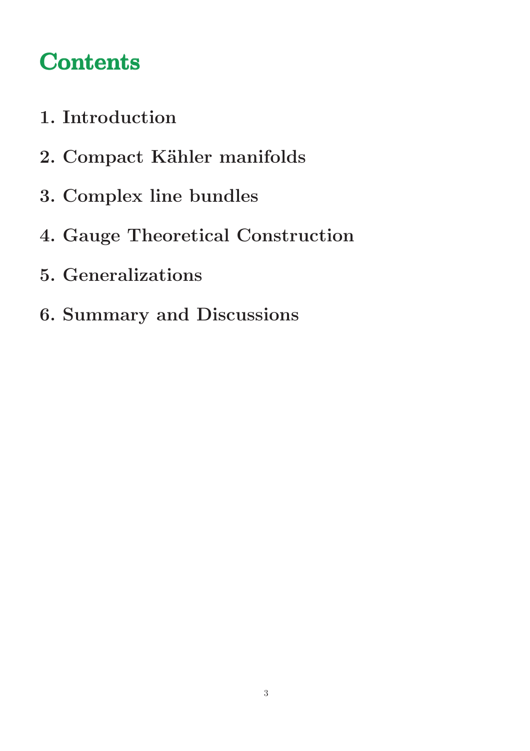# Contents

1. Introduction

2. Compact Kähler manifolds

3. Complex line bundles

4. Gauge Theoretical Construction

5. Generalizations

6. Summary and Discussions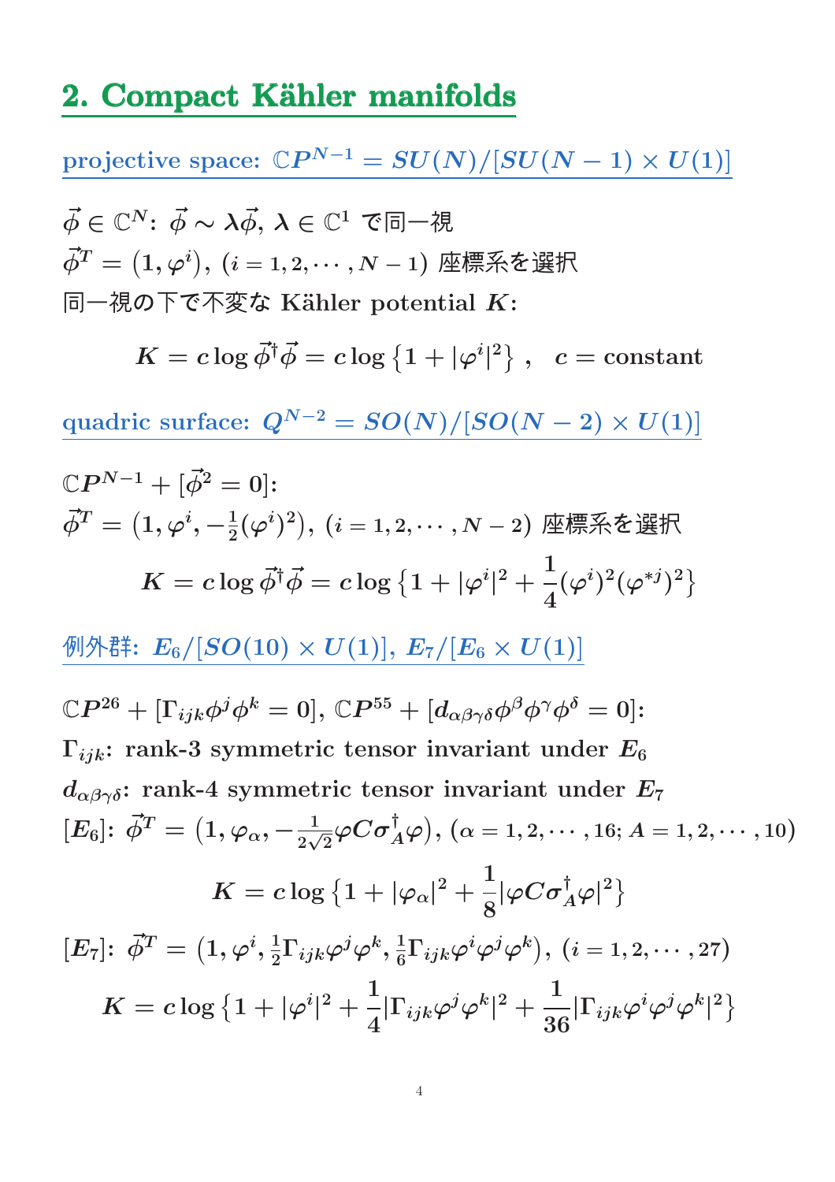## 2. Compact Kähler manifolds

### projective space: $\mathbb{C}P^{N-1} = SU(N)/[SU(N-1)\times U(1)]$

$\vec{\phi}\in\mathbb{C}^N$: $\vec{\phi}\sim\lambda\vec{\phi}$, $\lambda\in\mathbb{C}^1$ で同一視

$\vec{\phi}^T = (1,\varphi^i)$, $(i=1,2,\cdots,N-1)$ 座標系を選択

同一視の下で不変な Kähler potential $K$:

$$K = c\log\vec{\phi}^\dagger\vec{\phi} = c\log\left\{1+|\varphi^i|^2\right\}, \quad c = \text{constant}$$

### quadric surface: $Q^{N-2} = SO(N)/[SO(N-2)\times U(1)]$

$\mathbb{C}P^{N-1} + [\vec{\phi}^2 = 0]$:

$\vec{\phi}^T = \left(1,\varphi^i,-\frac{1}{2}(\varphi^i)^2\right)$, $(i=1,2,\cdots,N-2)$ 座標系を選択

$$K = c\log\vec{\phi}^\dagger\vec{\phi} = c\log\left\{1+|\varphi^i|^2+\frac{1}{4}(\varphi^i)^2(\varphi^{*j})^2\right\}$$

### 例外群: $E_6/[SO(10)\times U(1)]$, $E_7/[E_6\times U(1)]$

$\mathbb{C}P^{26} + [\Gamma_{ijk}\phi^j\phi^k = 0]$, $\mathbb{C}P^{55} + [d_{\alpha\beta\gamma\delta}\phi^\beta\phi^\gamma\phi^\delta = 0]$:

$\Gamma_{ijk}$: rank-3 symmetric tensor invariant under $E_6$

$d_{\alpha\beta\gamma\delta}$: rank-4 symmetric tensor invariant under $E_7$

$[E_6]$: $\vec{\phi}^T = \left(1,\varphi_\alpha,-\frac{1}{2\sqrt{2}}\varphi C\sigma_A^\dagger\varphi\right)$, $(\alpha=1,2,\cdots,16;\ A=1,2,\cdots,10)$

$$K = c\log\left\{1+|\varphi_\alpha|^2+\frac{1}{8}|\varphi C\sigma_A^\dagger\varphi|^2\right\}$$

$[E_7]$: $\vec{\phi}^T = \left(1,\varphi^i,\frac{1}{2}\Gamma_{ijk}\varphi^j\varphi^k,\frac{1}{6}\Gamma_{ijk}\varphi^i\varphi^j\varphi^k\right)$, $(i=1,2,\cdots,27)$

$$K = c\log\left\{1+|\varphi^i|^2+\frac{1}{4}|\Gamma_{ijk}\varphi^j\varphi^k|^2+\frac{1}{36}|\Gamma_{ijk}\varphi^i\varphi^j\varphi^k|^2\right\}$$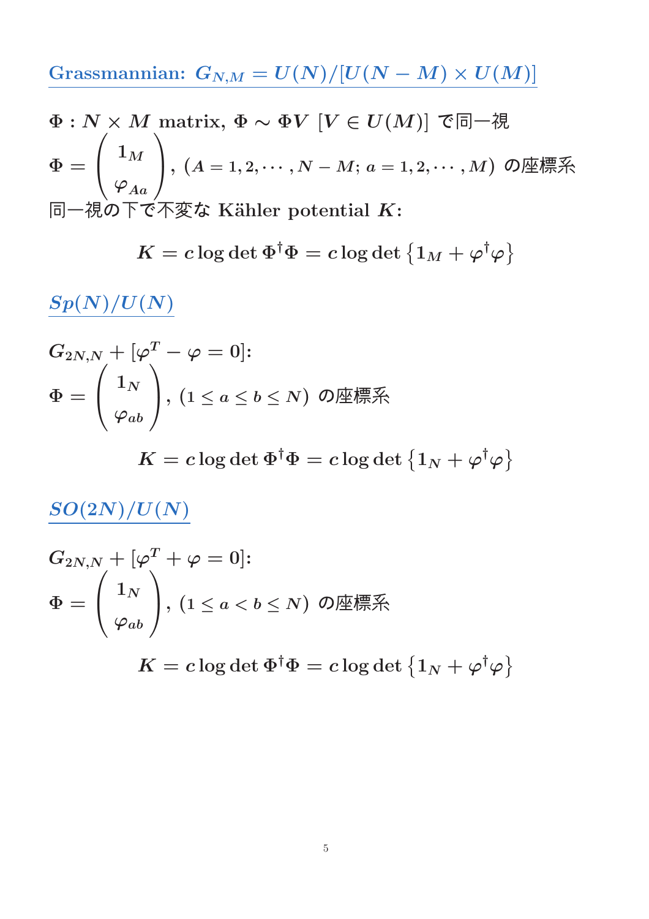## Grassmannian: $G_{N,M} = U(N)/[U(N-M)\times U(M)]$

$\Phi : N \times M$ matrix, $\Phi \sim \Phi V$ $[V \in U(M)]$ で同一視

$\Phi = \begin{pmatrix} 1_M \\ \varphi_{Aa} \end{pmatrix}$, $(A = 1, 2, \cdots, N-M;\ a = 1, 2, \cdots, M)$ の座標系

同一視の下で不変な Kähler potential $K$:

$$K = c \log \det \Phi^\dagger \Phi = c \log \det \left\{ 1_M + \varphi^\dagger \varphi \right\}$$

## $Sp(N)/U(N)$

$G_{2N,N} + [\varphi^T - \varphi = 0]$:

$\Phi = \begin{pmatrix} 1_N \\ \varphi_{ab} \end{pmatrix}$, $(1 \le a \le b \le N)$ の座標系

$$K = c \log \det \Phi^\dagger \Phi = c \log \det \left\{ 1_N + \varphi^\dagger \varphi \right\}$$

## $SO(2N)/U(N)$

$G_{2N,N} + [\varphi^T + \varphi = 0]$:

$\Phi = \begin{pmatrix} 1_N \\ \varphi_{ab} \end{pmatrix}$, $(1 \le a < b \le N)$ の座標系

$$K = c \log \det \Phi^\dagger \Phi = c \log \det \left\{ 1_N + \varphi^\dagger \varphi \right\}$$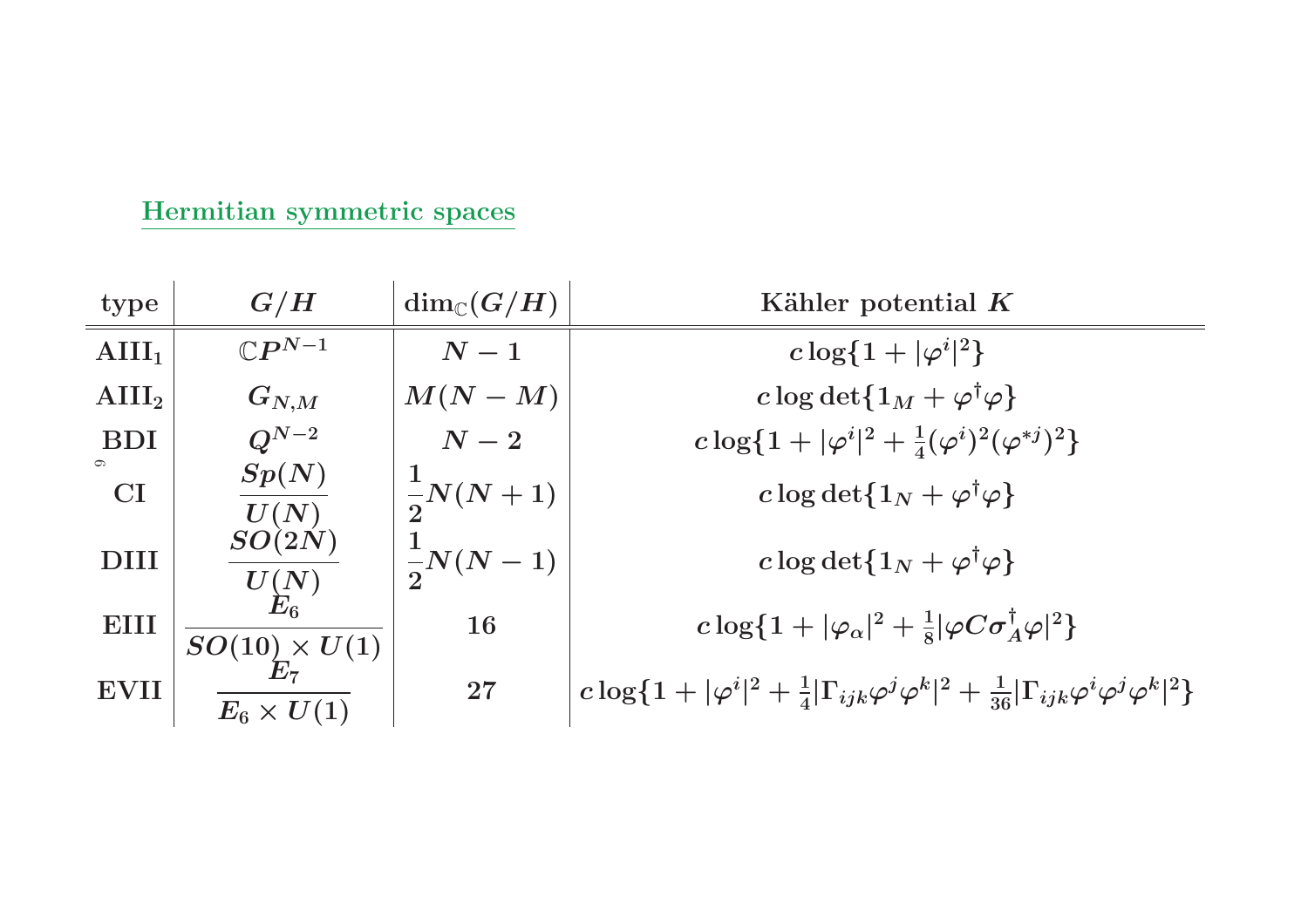## Hermitian symmetric spaces

| type | $G/H$ | $\dim_{\mathbb{C}}(G/H)$ | Kähler potential $K$ |
|---|---|---|---|
| $\mathrm{AIII}_1$ | $\mathbb{C}P^{N-1}$ | $N-1$ | $c\log\{1+\lvert\varphi^i\rvert^2\}$ |
| $\mathrm{AIII}_2$ | $G_{N,M}$ | $M(N-M)$ | $c\log\det\{1_M+\varphi^\dagger\varphi\}$ |
| BDI | $Q^{N-2}$ | $N-2$ | $c\log\{1+\lvert\varphi^i\rvert^2+\frac{1}{4}(\varphi^i)^2(\varphi^{*j})^2\}$ |
| CI | $\dfrac{Sp(N)}{U(N)}$ | $\dfrac{1}{2}N(N+1)$ | $c\log\det\{1_N+\varphi^\dagger\varphi\}$ |
| DIII | $\dfrac{SO(2N)}{U(N)}$ | $\dfrac{1}{2}N(N-1)$ | $c\log\det\{1_N+\varphi^\dagger\varphi\}$ |
| EIII | $\dfrac{E_6}{SO(10)\times U(1)}$ | $16$ | $c\log\{1+\lvert\varphi_\alpha\rvert^2+\frac{1}{8}\lvert\varphi C\sigma_A^\dagger\varphi\rvert^2\}$ |
| EVII | $\dfrac{E_7}{E_6\times U(1)}$ | $27$ | $c\log\{1+\lvert\varphi^i\rvert^2+\frac{1}{4}\lvert\Gamma_{ijk}\varphi^j\varphi^k\rvert^2+\frac{1}{36}\lvert\Gamma_{ijk}\varphi^i\varphi^j\varphi^k\rvert^2\}$ |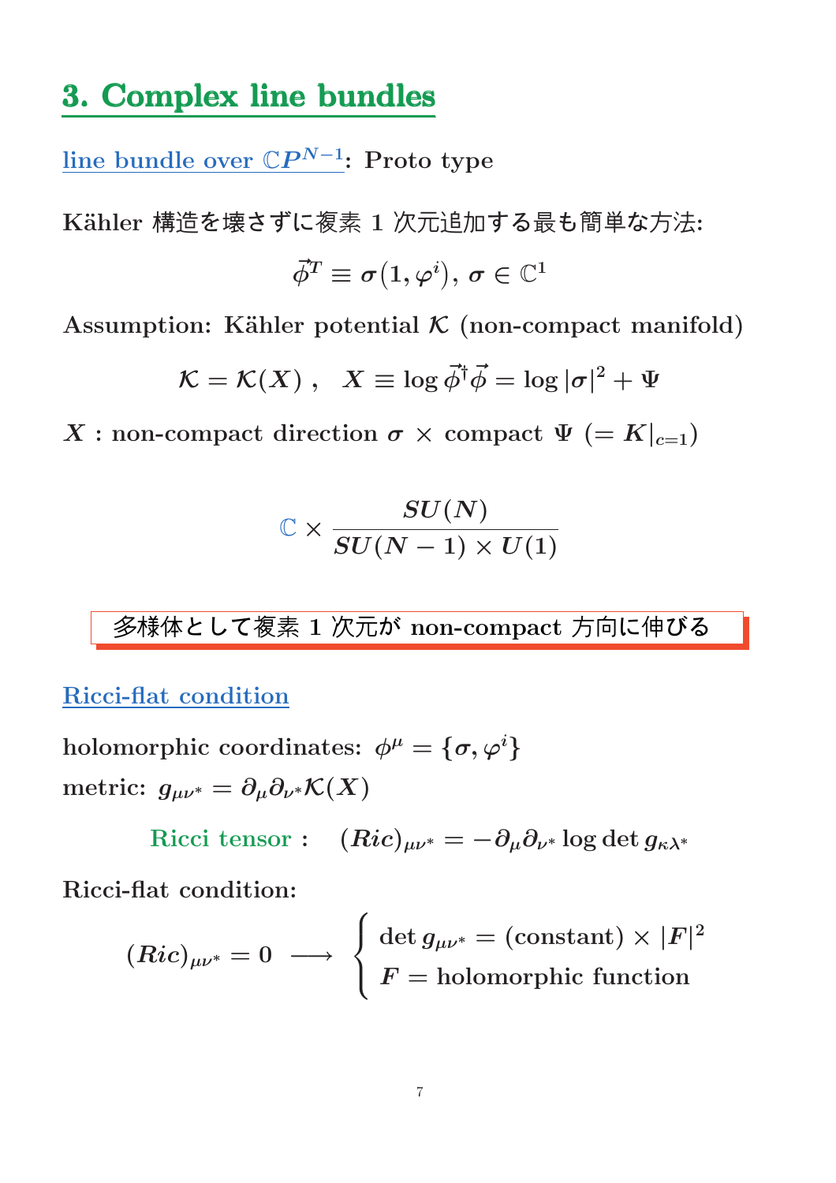# 3. Complex line bundles

line bundle over $\mathbb{C}P^{N-1}$: Proto type

Kähler 構造を壊さずに複素 1 次元追加する最も簡単な方法:

$$\vec{\phi}^T \equiv \sigma(1, \varphi^i),\ \sigma \in \mathbb{C}^1$$

Assumption: Kähler potential $\mathcal{K}$ (non-compact manifold)

$$\mathcal{K} = \mathcal{K}(X)\ ,\quad X \equiv \log \vec{\phi}^\dagger \vec{\phi} = \log |\sigma|^2 + \Psi$$

$X$ : non-compact direction $\sigma$ $\times$ compact $\Psi$ $(= K|_{c=1})$

$$\mathbb{C} \times \frac{SU(N)}{SU(N-1) \times U(1)}$$

多様体として複素 1 次元が non-compact 方向に伸びる

Ricci-flat condition

holomorphic coordinates: $\phi^\mu = \{\sigma, \varphi^i\}$

metric: $g_{\mu\nu^*} = \partial_\mu \partial_{\nu^*} \mathcal{K}(X)$

Ricci tensor : $(Ric)_{\mu\nu^*} = -\partial_\mu \partial_{\nu^*} \log \det g_{\kappa\lambda^*}$

Ricci-flat condition:

$$(Ric)_{\mu\nu^*} = 0 \longrightarrow \begin{cases} \det g_{\mu\nu^*} = (\text{constant}) \times |F|^2 \\ F = \text{holomorphic function} \end{cases}$$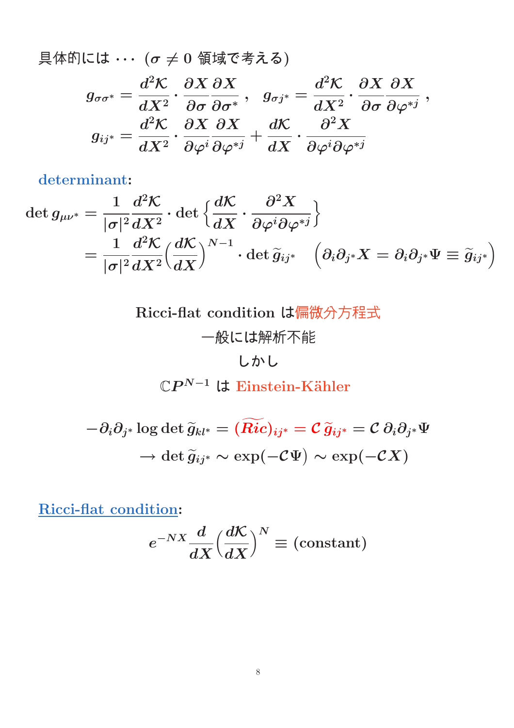具体的には $\cdots$ ($\sigma \neq 0$ 領域で考える)

$$
g_{\sigma\sigma^*} = \frac{d^2\mathcal{K}}{dX^2} \cdot \frac{\partial X}{\partial \sigma} \frac{\partial X}{\partial \sigma^*} \, , \quad g_{\sigma j^*} = \frac{d^2\mathcal{K}}{dX^2} \cdot \frac{\partial X}{\partial \sigma} \frac{\partial X}{\partial \varphi^{*j}} \, ,
$$

$$
g_{ij^*} = \frac{d^2\mathcal{K}}{dX^2} \cdot \frac{\partial X}{\partial \varphi^i} \frac{\partial X}{\partial \varphi^{*j}} + \frac{d\mathcal{K}}{dX} \cdot \frac{\partial^2 X}{\partial \varphi^i \partial \varphi^{*j}}
$$

**determinant:**

$$
\begin{aligned}
\det g_{\mu\nu^*} &= \frac{1}{|\sigma|^2} \frac{d^2\mathcal{K}}{dX^2} \cdot \det \Big\{ \frac{d\mathcal{K}}{dX} \cdot \frac{\partial^2 X}{\partial \varphi^i \partial \varphi^{*j}} \Big\} \\
&= \frac{1}{|\sigma|^2} \frac{d^2\mathcal{K}}{dX^2} \Big( \frac{d\mathcal{K}}{dX} \Big)^{N-1} \cdot \det \widetilde{g}_{ij^*} \quad \Big( \partial_i \partial_{j^*} X = \partial_i \partial_{j^*} \Psi \equiv \widetilde{g}_{ij^*} \Big)
\end{aligned}
$$

Ricci-flat condition は偏微分方程式

一般には解析不能

しかし

$\mathbb{C}P^{N-1}$ は Einstein-Kähler

$$
\begin{aligned}
-\partial_i \partial_{j^*} \log \det \widetilde{g}_{kl^*} &= (\widetilde{Ric})_{ij^*} = \mathcal{C}\, \widetilde{g}_{ij^*} = \mathcal{C}\, \partial_i \partial_{j^*} \Psi \\
&\rightarrow \det \widetilde{g}_{ij^*} \sim \exp(-\mathcal{C}\Psi) \sim \exp(-\mathcal{C}X)
\end{aligned}
$$

**Ricci-flat condition:**

$$
e^{-NX} \frac{d}{dX} \Big( \frac{d\mathcal{K}}{dX} \Big)^N \equiv (\text{constant})
$$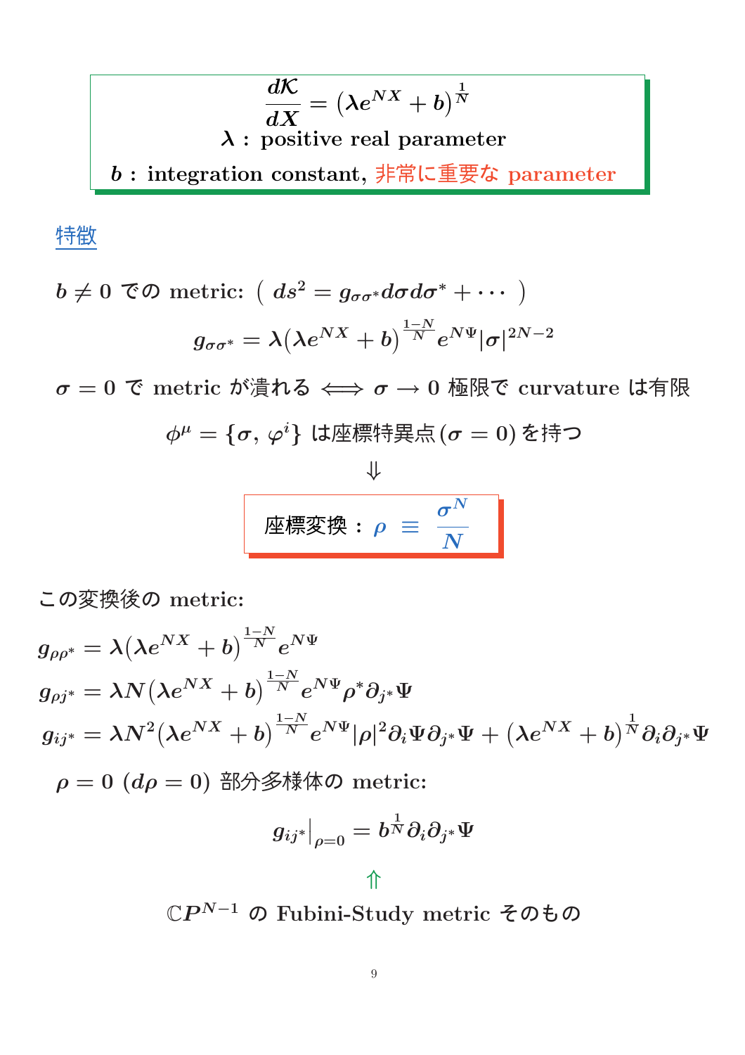$$\frac{d\mathcal{K}}{dX} = \left(\lambda e^{NX} + b\right)^{\frac{1}{N}}$$

$\lambda$ : positive real parameter

$b$ : integration constant, 非常に重要な parameter

特徴

$b \neq 0$ での metric: ( $ds^2 = g_{\sigma\sigma^*} d\sigma d\sigma^* + \cdots$ )

$$g_{\sigma\sigma^*} = \lambda \left(\lambda e^{NX} + b\right)^{\frac{1-N}{N}} e^{N\Psi} |\sigma|^{2N-2}$$

$\sigma = 0$ で metric が潰れる $\Longleftrightarrow$ $\sigma \to 0$ 極限で curvature は有限

$$\phi^\mu = \{\sigma, \varphi^i\} \text{ は座標特異点} (\sigma = 0) \text{ を持つ}$$

$$\Downarrow$$

座標変換 : $\rho \equiv \dfrac{\sigma^N}{N}$

この変換後の metric:

$$g_{\rho\rho^*} = \lambda \left(\lambda e^{NX} + b\right)^{\frac{1-N}{N}} e^{N\Psi}$$

$$g_{\rho j^*} = \lambda N \left(\lambda e^{NX} + b\right)^{\frac{1-N}{N}} e^{N\Psi} \rho^* \partial_{j^*} \Psi$$

$$g_{ij^*} = \lambda N^2 \left(\lambda e^{NX} + b\right)^{\frac{1-N}{N}} e^{N\Psi} |\rho|^2 \partial_i \Psi \partial_{j^*} \Psi + \left(\lambda e^{NX} + b\right)^{\frac{1}{N}} \partial_i \partial_{j^*} \Psi$$

$\rho = 0$ ($d\rho = 0$) 部分多様体の metric:

$$g_{ij^*}\Big|_{\rho=0} = b^{\frac{1}{N}} \partial_i \partial_{j^*} \Psi$$

$$\Uparrow$$

$\mathbb{C}P^{N-1}$ の Fubini-Study metric そのもの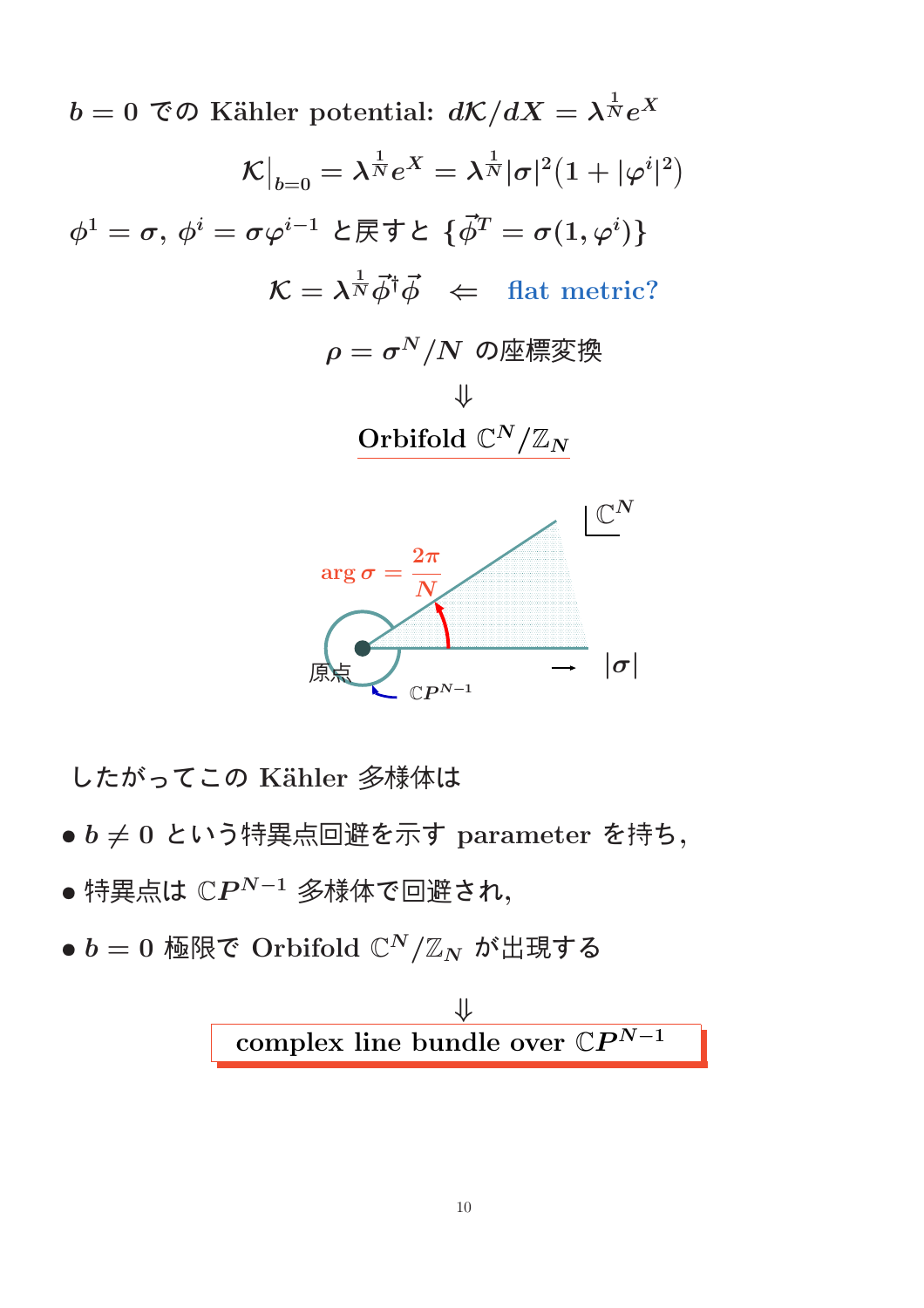$b = 0$ での Kähler potential: $d\mathcal{K}/dX = \lambda^{\frac{1}{N}} e^X$

$$\mathcal{K}\big|_{b=0} = \lambda^{\frac{1}{N}} e^X = \lambda^{\frac{1}{N}} |\sigma|^2 (1 + |\varphi^i|^2)$$

$\phi^1 = \sigma$, $\phi^i = \sigma \varphi^{i-1}$ と戻すと $\{\vec{\phi}^T = \sigma(1, \varphi^i)\}$

$$\mathcal{K} = \lambda^{\frac{1}{N}} \vec{\phi}^\dagger \vec{\phi} \quad \Leftarrow \quad \text{flat metric?}$$

$\rho = \sigma^N / N$ の座標変換

$\Downarrow$

Orbifold $\mathbb{C}^N / \mathbb{Z}_N$

$\arg \sigma = \frac{2\pi}{N}$

$\mathbb{C}^N$

原点

$\mathbb{C}P^{N-1}$

$\rightarrow \quad |\sigma|$

したがってこの Kähler 多様体は

- $b \neq 0$ という特異点回避を示す parameter を持ち,
- 特異点は $\mathbb{C}P^{N-1}$ 多様体で回避され,
- $b = 0$ 極限で Orbifold $\mathbb{C}^N / \mathbb{Z}_N$ が出現する

$\Downarrow$

**complex line bundle over $\mathbb{C}P^{N-1}$**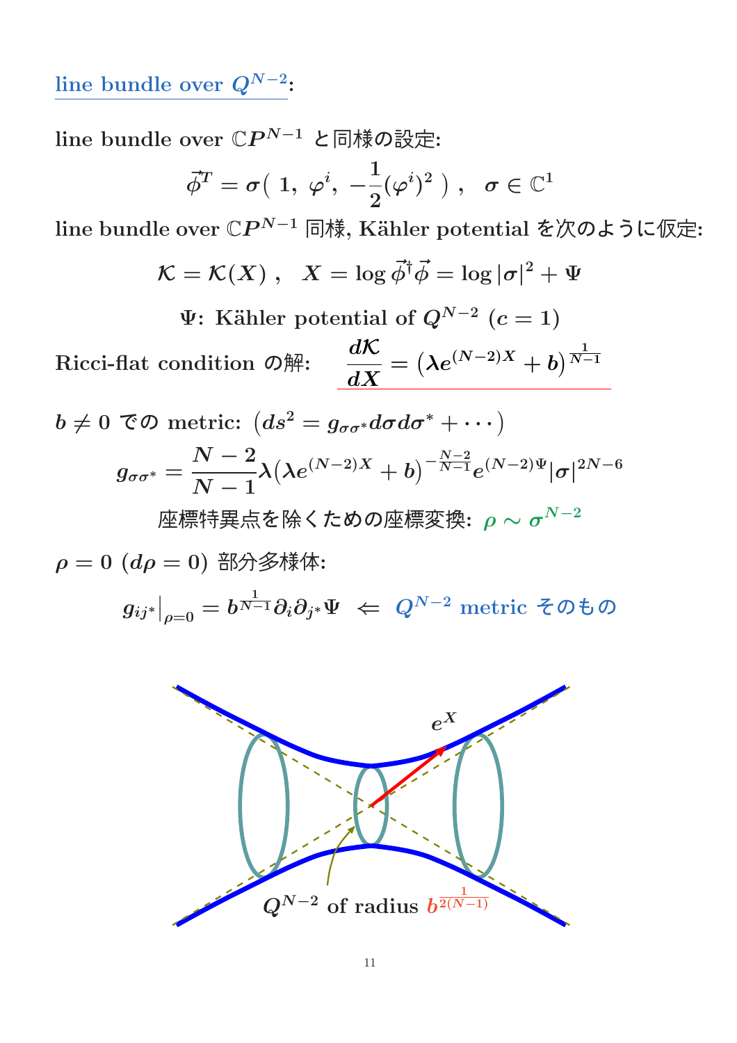## line bundle over $Q^{N-2}$:

line bundle over $\mathbb{C}P^{N-1}$ と同様の設定:

$$\vec{\phi}^T = \sigma\left(\ 1,\ \varphi^i,\ -\frac{1}{2}(\varphi^i)^2\ \right), \quad \sigma \in \mathbb{C}^1$$

line bundle over $\mathbb{C}P^{N-1}$ 同様, Kähler potential を次のように仮定:

$$\mathcal{K} = \mathcal{K}(X)\,, \quad X = \log \vec{\phi}^\dagger \vec{\phi} = \log|\sigma|^2 + \Psi$$

$$\Psi\text{: Kähler potential of } Q^{N-2}\ (c=1)$$

Ricci-flat condition の解: $\displaystyle \frac{d\mathcal{K}}{dX} = \left(\lambda e^{(N-2)X} + b\right)^{\frac{1}{N-1}}$

$b \neq 0$ での metric: $\left(ds^2 = g_{\sigma\sigma^*} d\sigma d\sigma^* + \cdots\right)$

$$g_{\sigma\sigma^*} = \frac{N-2}{N-1}\lambda\left(\lambda e^{(N-2)X} + b\right)^{-\frac{N-2}{N-1}} e^{(N-2)\Psi}|\sigma|^{2N-6}$$

座標特異点を除くための座標変換: $\rho \sim \sigma^{N-2}$

$\rho = 0$ $(d\rho = 0)$ 部分多様体:

$$g_{ij^*}\big|_{\rho=0} = b^{\frac{1}{N-1}}\partial_i\partial_{j^*}\Psi \ \Leftarrow\ Q^{N-2} \text{ metric そのもの}$$

$e^X$

$Q^{N-2}$ of radius $b^{\frac{1}{2(N-1)}}$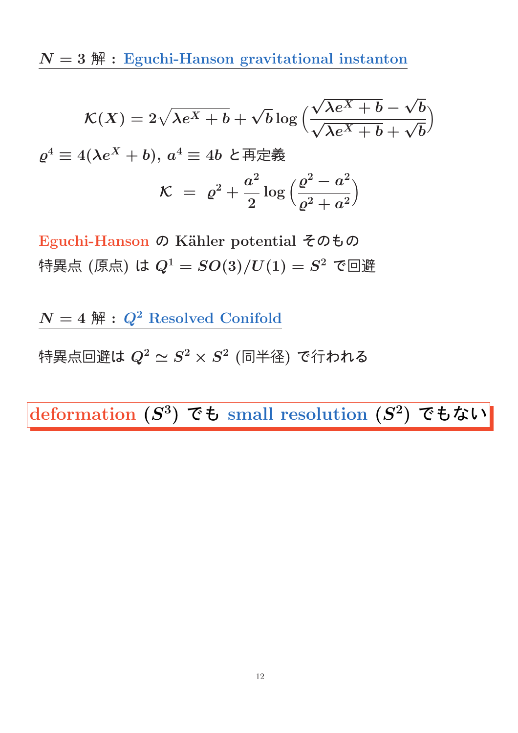## $N=3$ 解 : Eguchi-Hanson gravitational instanton

$$\mathcal{K}(X) = 2\sqrt{\lambda e^X + b} + \sqrt{b}\log\left(\frac{\sqrt{\lambda e^X + b} - \sqrt{b}}{\sqrt{\lambda e^X + b} + \sqrt{b}}\right)$$

$\varrho^4 \equiv 4(\lambda e^X + b)$, $a^4 \equiv 4b$ と再定義

$$\mathcal{K} \;=\; \varrho^2 + \frac{a^2}{2}\log\left(\frac{\varrho^2 - a^2}{\varrho^2 + a^2}\right)$$

Eguchi-Hanson の Kähler potential そのもの

特異点 (原点) は $Q^1 = SO(3)/U(1) = S^2$ で回避

## $N=4$ 解 : $Q^2$ Resolved Conifold

特異点回避は $Q^2 \simeq S^2 \times S^2$ (同半径) で行われる

**deformation ($S^3$) でも small resolution ($S^2$) でもない**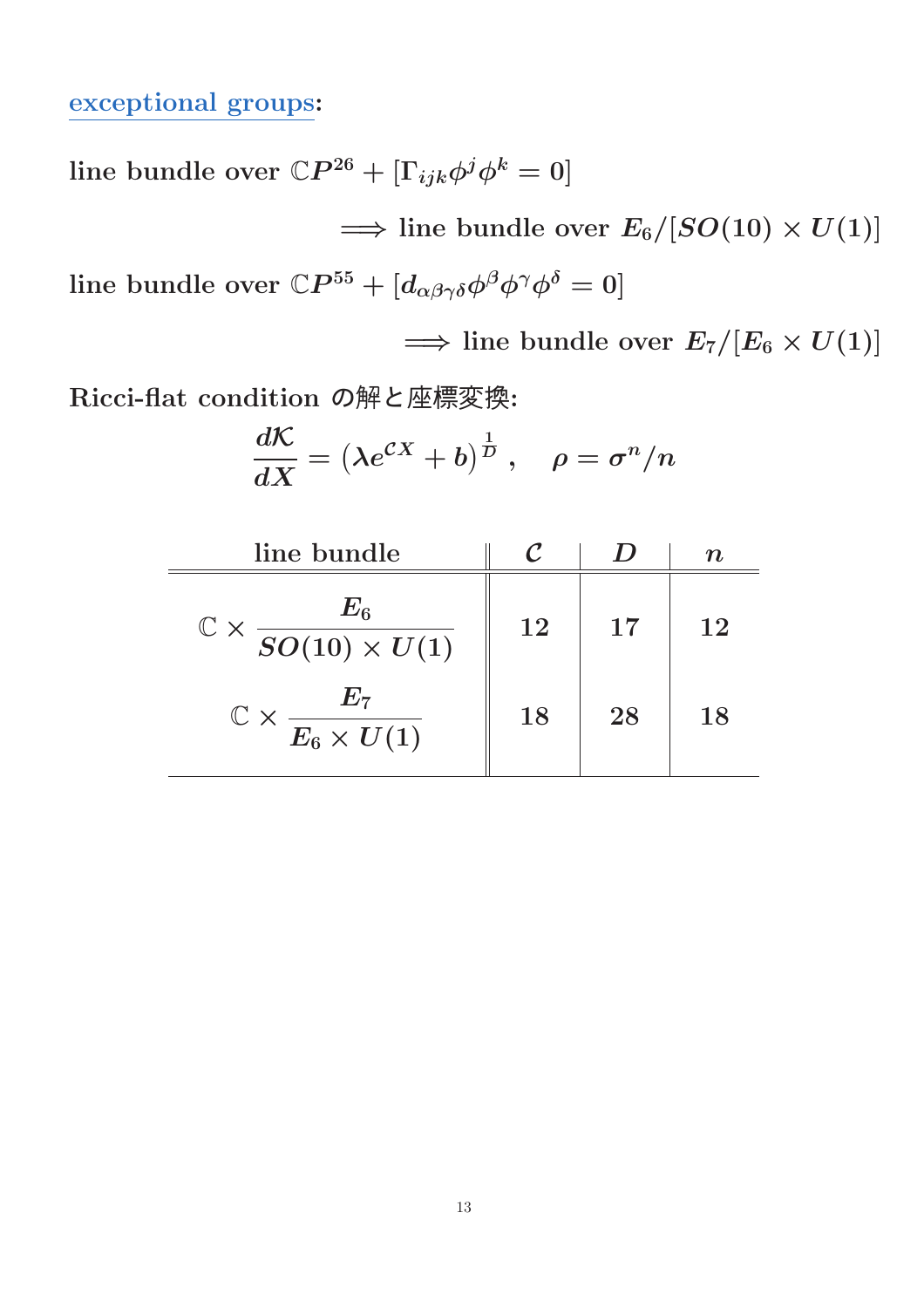exceptional groups:

line bundle over $\mathbb{C}P^{26} + [\Gamma_{ijk}\phi^j\phi^k = 0]$

$$\Longrightarrow \text{line bundle over } E_6/[SO(10) \times U(1)]$$

line bundle over $\mathbb{C}P^{55} + [d_{\alpha\beta\gamma\delta}\phi^\beta\phi^\gamma\phi^\delta = 0]$

$$\Longrightarrow \text{line bundle over } E_7/[E_6 \times U(1)]$$

Ricci-flat condition の解と座標変換:

$$\frac{d\mathcal{K}}{dX} = \left(\lambda e^{\mathcal{C}X} + b\right)^{\frac{1}{D}}, \quad \rho = \sigma^n/n$$

| line bundle | $\mathcal{C}$ | $D$ | $n$ |
|---|---|---|---|
| $\mathbb{C} \times \dfrac{E_6}{SO(10) \times U(1)}$ | 12 | 17 | 12 |
| $\mathbb{C} \times \dfrac{E_7}{E_6 \times U(1)}$ | 18 | 28 | 18 |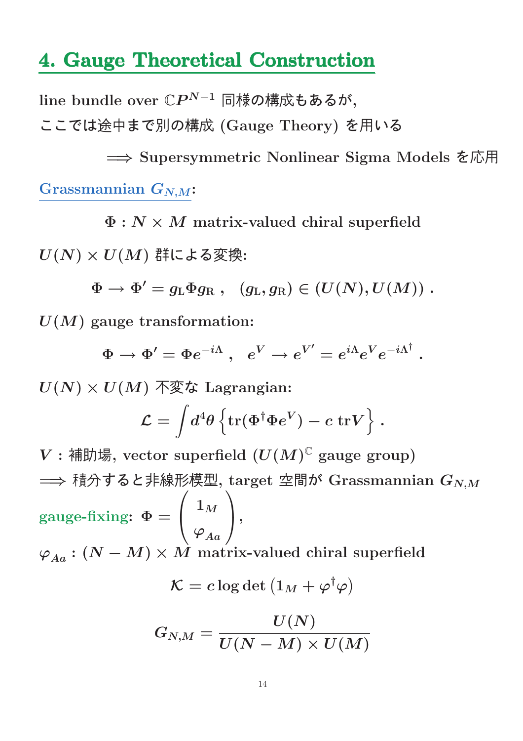# 4. Gauge Theoretical Construction

line bundle over $\mathbb{C}P^{N-1}$ 同様の構成もあるが,

ここでは途中まで別の構成 (Gauge Theory) を用いる

$\Longrightarrow$ Supersymmetric Nonlinear Sigma Models を応用

**Grassmannian $G_{N,M}$:**

$$\Phi : N \times M \text{ matrix-valued chiral superfield}$$

$U(N) \times U(M)$ 群による変換:

$$\Phi \to \Phi' = g_{\mathrm{L}} \Phi g_{\mathrm{R}} \ , \quad (g_{\mathrm{L}}, g_{\mathrm{R}}) \in (U(N), U(M)) \ .$$

$U(M)$ gauge transformation:

$$\Phi \to \Phi' = \Phi e^{-i\Lambda} \ , \quad e^V \to e^{V'} = e^{i\Lambda} e^V e^{-i\Lambda^\dagger} \ .$$

$U(N) \times U(M)$ 不変な Lagrangian:

$$\mathcal{L} = \int d^4\theta \left\{ \mathrm{tr}(\Phi^\dagger \Phi e^V) - c \ \mathrm{tr} V \right\} \ .$$

$V$ : 補助場, vector superfield ($U(M)^{\mathbb{C}}$ gauge group)

$\Longrightarrow$ 積分すると非線形模型, target 空間が Grassmannian $G_{N,M}$

gauge-fixing: $\Phi = \begin{pmatrix} 1_M \\ \varphi_{Aa} \end{pmatrix}$,

$\varphi_{Aa}$ : $(N-M) \times M$ matrix-valued chiral superfield

$$\mathcal{K} = c \log \det \left( 1_M + \varphi^\dagger \varphi \right)$$

$$G_{N,M} = \frac{U(N)}{U(N-M) \times U(M)}$$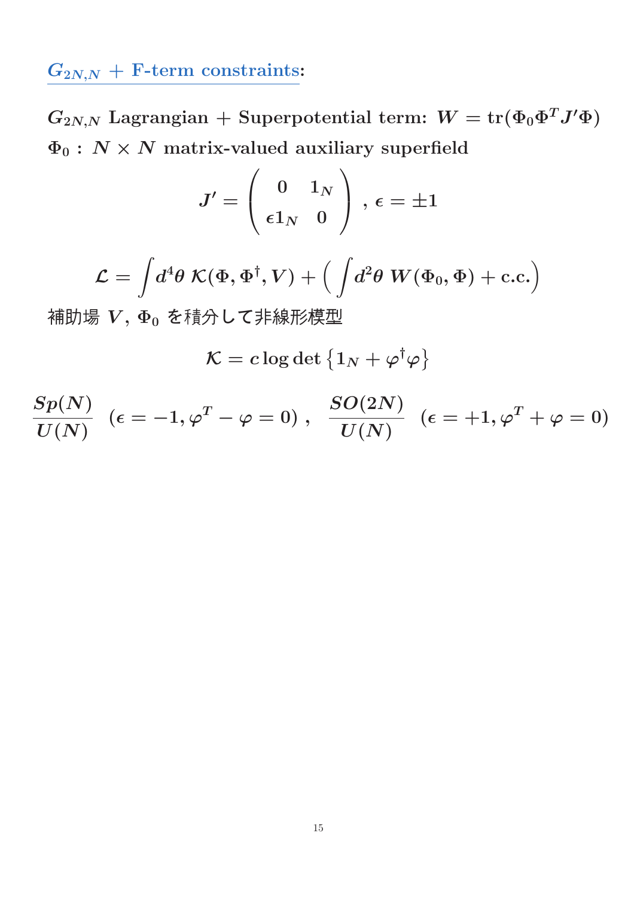## $G_{2N,N}$ + F-term constraints:

$G_{2N,N}$ Lagrangian + Superpotential term: $W = \mathrm{tr}(\Phi_0 \Phi^T J' \Phi)$

$\Phi_0$ : $N \times N$ matrix-valued auxiliary superfield

$$J' = \begin{pmatrix} 0 & 1_N \\ \epsilon 1_N & 0 \end{pmatrix}, \; \epsilon = \pm 1$$

$$\mathcal{L} = \int d^4\theta \; \mathcal{K}(\Phi, \Phi^\dagger, V) + \Big( \int d^2\theta \; W(\Phi_0, \Phi) + \text{c.c.} \Big)$$

補助場 $V$, $\Phi_0$ を積分して非線形模型

$$\mathcal{K} = c \log\det\left\{ 1_N + \varphi^\dagger \varphi \right\}$$

$$\frac{Sp(N)}{U(N)} \;\; (\epsilon = -1, \varphi^T - \varphi = 0) \, , \quad \frac{SO(2N)}{U(N)} \;\; (\epsilon = +1, \varphi^T + \varphi = 0)$$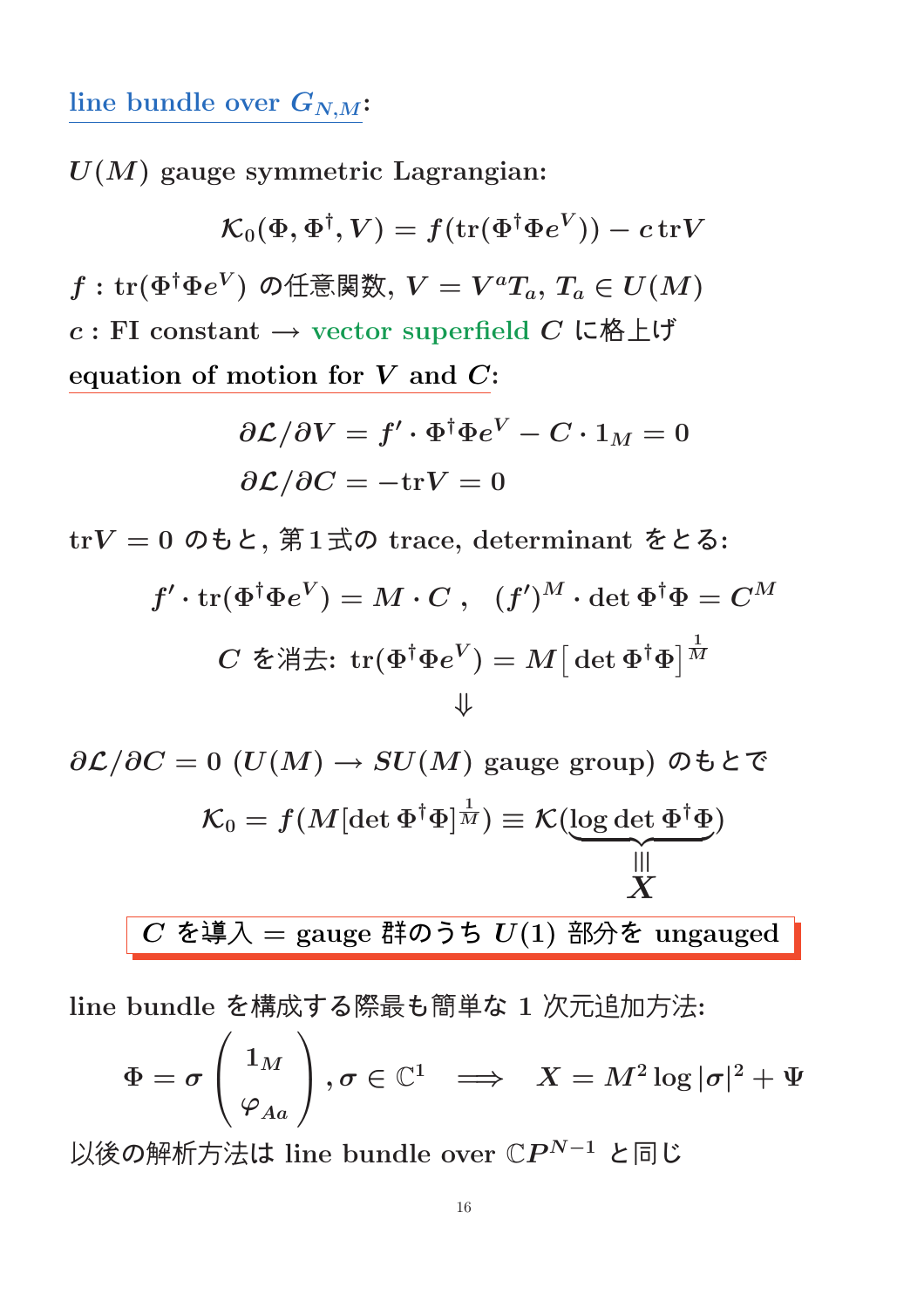## line bundle over $G_{N,M}$:

$U(M)$ gauge symmetric Lagrangian:

$$\mathcal{K}_0(\Phi, \Phi^\dagger, V) = f(\mathrm{tr}(\Phi^\dagger \Phi e^V)) - c\,\mathrm{tr}V$$

$f$ : $\mathrm{tr}(\Phi^\dagger \Phi e^V)$ の任意関数, $V = V^a T_a$, $T_a \in U(M)$

$c$ : FI constant $\longrightarrow$ vector superfield $C$ に格上げ

equation of motion for $V$ and $C$:

$$\partial \mathcal{L}/\partial V = f' \cdot \Phi^\dagger \Phi e^V - C \cdot 1_M = 0$$

$$\partial \mathcal{L}/\partial C = -\mathrm{tr}V = 0$$

$\mathrm{tr}V = 0$ のもと, 第1式の trace, determinant をとる:

$$f' \cdot \mathrm{tr}(\Phi^\dagger \Phi e^V) = M \cdot C\ , \quad (f')^M \cdot \det \Phi^\dagger \Phi = C^M$$

$$C \text{ を消去: } \mathrm{tr}(\Phi^\dagger \Phi e^V) = M\big[\det \Phi^\dagger \Phi\big]^{\frac{1}{M}}$$

$$\Downarrow$$

$\partial \mathcal{L}/\partial C = 0$ ($U(M) \rightarrow SU(M)$ gauge group) のもとで

$$\mathcal{K}_0 = f(M[\det \Phi^\dagger \Phi]^{\frac{1}{M}}) \equiv \mathcal{K}(\underbrace{\log \det \Phi^\dagger \Phi}_{\equiv\, X})$$

**$C$ を導入 = gauge 群のうち $U(1)$ 部分を ungauged**

line bundle を構成する際最も簡単な 1 次元追加方法:

$$\Phi = \sigma \begin{pmatrix} 1_M \\ \varphi_{Aa} \end{pmatrix}, \sigma \in \mathbb{C}^1 \quad \Longrightarrow \quad X = M^2 \log|\sigma|^2 + \Psi$$

以後の解析方法は line bundle over $\mathbb{C}P^{N-1}$ と同じ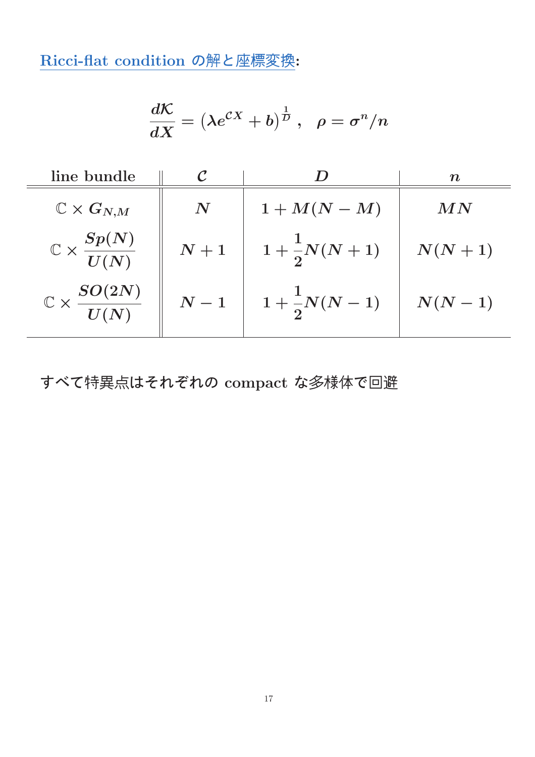## Ricci-flat condition の解と座標変換:

$$\frac{d\mathcal{K}}{dX} = \left(\lambda e^{\mathcal{C}X} + b\right)^{\frac{1}{D}}, \quad \rho = \sigma^n / n$$

| line bundle | $\mathcal{C}$ | $D$ | $n$ |
|---|---|---|---|
| $\mathbb{C} \times G_{N,M}$ | $N$ | $1 + M(N-M)$ | $MN$ |
| $\mathbb{C} \times \dfrac{Sp(N)}{U(N)}$ | $N+1$ | $1 + \dfrac{1}{2}N(N+1)$ | $N(N+1)$ |
| $\mathbb{C} \times \dfrac{SO(2N)}{U(N)}$ | $N-1$ | $1 + \dfrac{1}{2}N(N-1)$ | $N(N-1)$ |

すべて特異点はそれぞれの compact な多様体で回避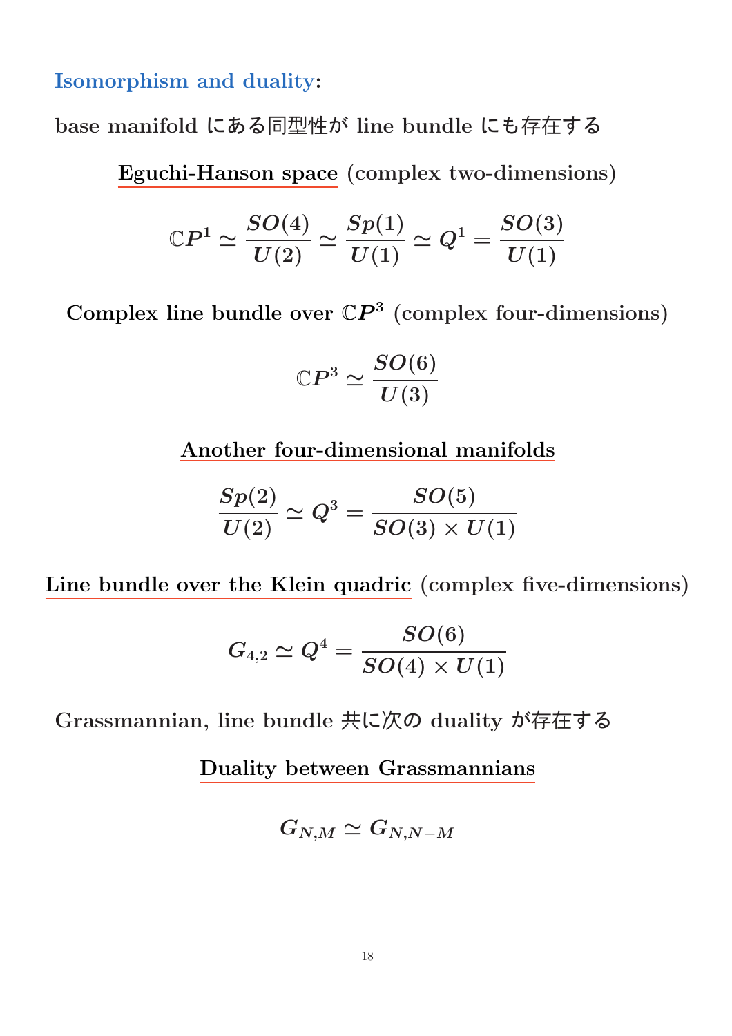**Isomorphism and duality**:

base manifold にある同型性が line bundle にも存在する

**Eguchi-Hanson space** (complex two-dimensions)

$$\mathbb{C}P^1 \simeq \frac{SO(4)}{U(2)} \simeq \frac{Sp(1)}{U(1)} \simeq Q^1 = \frac{SO(3)}{U(1)}$$

**Complex line bundle over $\mathbb{C}P^3$** (complex four-dimensions)

$$\mathbb{C}P^3 \simeq \frac{SO(6)}{U(3)}$$

**Another four-dimensional manifolds**

$$\frac{Sp(2)}{U(2)} \simeq Q^3 = \frac{SO(5)}{SO(3) \times U(1)}$$

**Line bundle over the Klein quadric** (complex five-dimensions)

$$G_{4,2} \simeq Q^4 = \frac{SO(6)}{SO(4) \times U(1)}$$

Grassmannian, line bundle 共に次の duality が存在する

**Duality between Grassmannians**

$$G_{N,M} \simeq G_{N,N-M}$$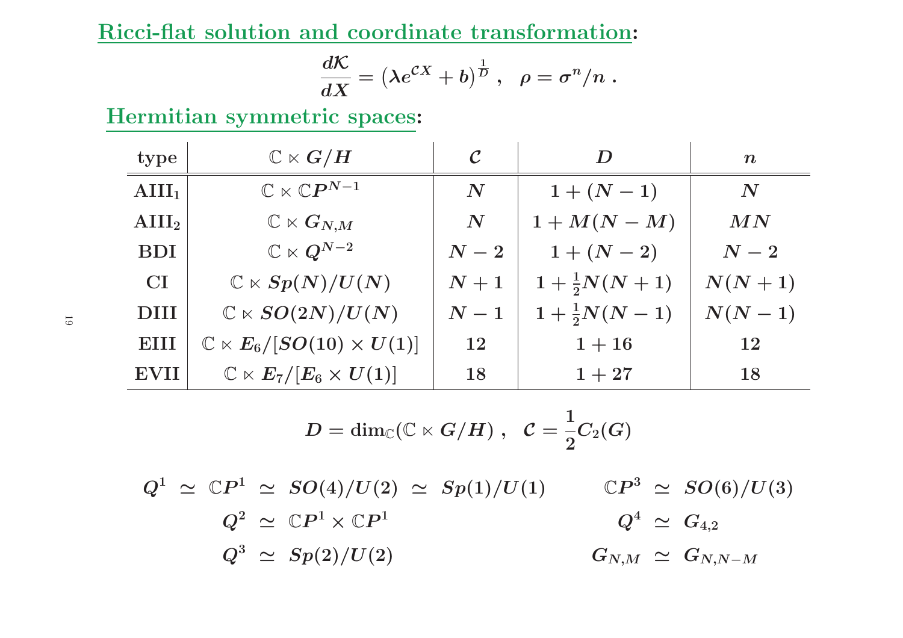## Ricci-flat solution and coordinate transformation:

$$\frac{d\mathcal{K}}{dX} = \left(\lambda e^{\mathcal{C}X} + b\right)^{\frac{1}{D}} \,, \quad \rho = \sigma^n / n \,.$$

## Hermitian symmetric spaces:

| type | $\mathbb{C} \ltimes G/H$ | $\mathcal{C}$ | $D$ | $n$ |
|---|---|---|---|---|
| $\mathbf{AIII_1}$ | $\mathbb{C} \ltimes \mathbb{C}P^{N-1}$ | $N$ | $1 + (N-1)$ | $N$ |
| $\mathbf{AIII_2}$ | $\mathbb{C} \ltimes G_{N,M}$ | $N$ | $1 + M(N-M)$ | $MN$ |
| $\mathbf{BDI}$ | $\mathbb{C} \ltimes Q^{N-2}$ | $N-2$ | $1 + (N-2)$ | $N-2$ |
| $\mathbf{CI}$ | $\mathbb{C} \ltimes Sp(N)/U(N)$ | $N+1$ | $1 + \frac{1}{2}N(N+1)$ | $N(N+1)$ |
| $\mathbf{DIII}$ | $\mathbb{C} \ltimes SO(2N)/U(N)$ | $N-1$ | $1 + \frac{1}{2}N(N-1)$ | $N(N-1)$ |
| $\mathbf{EIII}$ | $\mathbb{C} \ltimes E_6/[SO(10) \times U(1)]$ | $12$ | $1 + 16$ | $12$ |
| $\mathbf{EVII}$ | $\mathbb{C} \ltimes E_7/[E_6 \times U(1)]$ | $18$ | $1 + 27$ | $18$ |

$$D = \dim_{\mathbb{C}}(\mathbb{C} \ltimes G/H) \,, \quad \mathcal{C} = \frac{1}{2} C_2(G)$$

$$Q^1 \simeq \mathbb{C}P^1 \simeq SO(4)/U(2) \simeq Sp(1)/U(1) \qquad \mathbb{C}P^3 \simeq SO(6)/U(3)$$

$$Q^2 \simeq \mathbb{C}P^1 \times \mathbb{C}P^1 \qquad Q^4 \simeq G_{4,2}$$

$$Q^3 \simeq Sp(2)/U(2) \qquad G_{N,M} \simeq G_{N,N-M}$$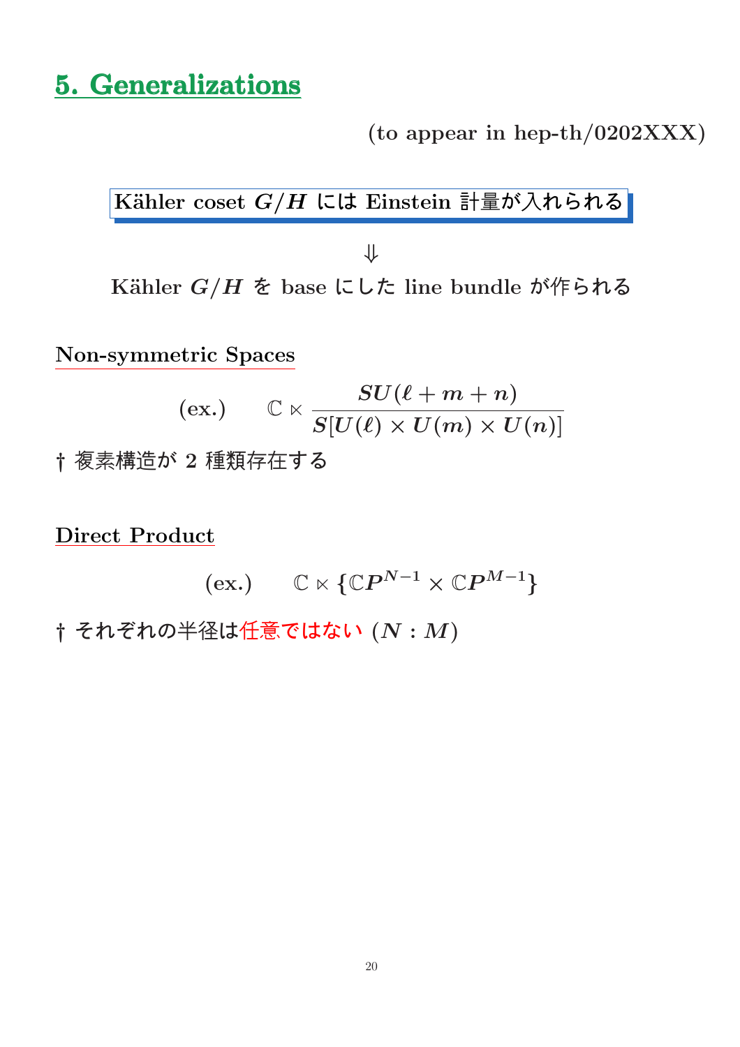# 5. Generalizations

(to appear in hep-th/0202XXX)

**Kähler coset $G/H$ には Einstein 計量が入れられる**

$\Downarrow$

**Kähler $G/H$ を base にした line bundle が作られる**

## Non-symmetric Spaces

$$\text{(ex.)} \qquad \mathbb{C} \ltimes \frac{SU(\ell+m+n)}{S[U(\ell)\times U(m)\times U(n)]}$$

† 複素構造が 2 種類存在する

## Direct Product

$$\text{(ex.)} \qquad \mathbb{C} \ltimes \{\mathbb{C}P^{N-1} \times \mathbb{C}P^{M-1}\}$$

† それぞれの半径は任意ではない $(N : M)$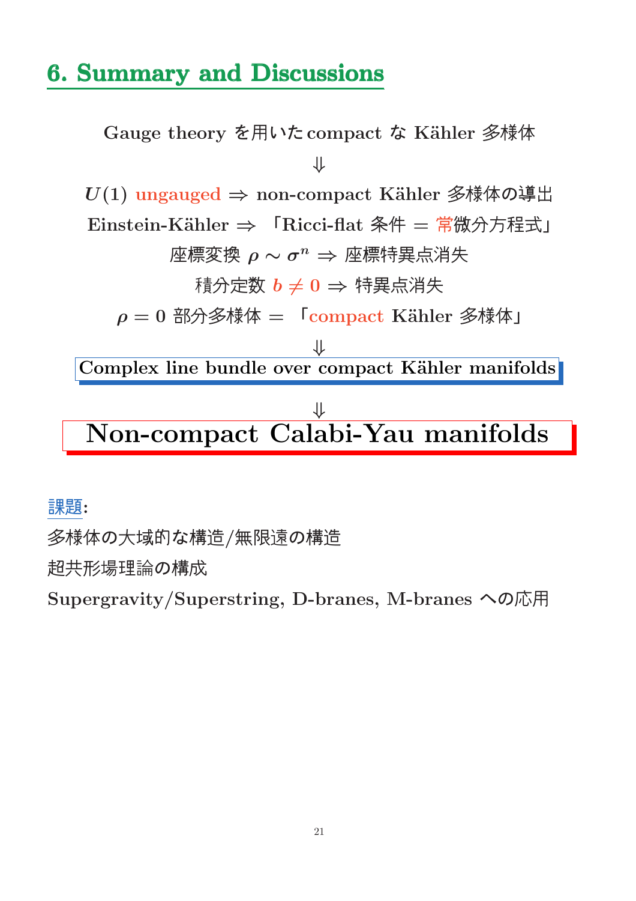## 6. Summary and Discussions

Gauge theory を用いた compact な Kähler 多様体

$\Downarrow$

$U(1)$ ungauged $\Rightarrow$ non-compact Kähler 多様体の導出

Einstein-Kähler $\Rightarrow$ 「Ricci-flat 条件 = 常微分方程式」

座標変換 $\rho \sim \sigma^n$ $\Rightarrow$ 座標特異点消失

積分定数 $b \neq 0$ $\Rightarrow$ 特異点消失

$\rho = 0$ 部分多様体 = 「compact Kähler 多様体」

$\Downarrow$

**Complex line bundle over compact Kähler manifolds**

$\Downarrow$

# Non-compact Calabi-Yau manifolds

**課題:**

多様体の大域的な構造/無限遠の構造

超共形場理論の構成

Supergravity/Superstring, D-branes, M-branes への応用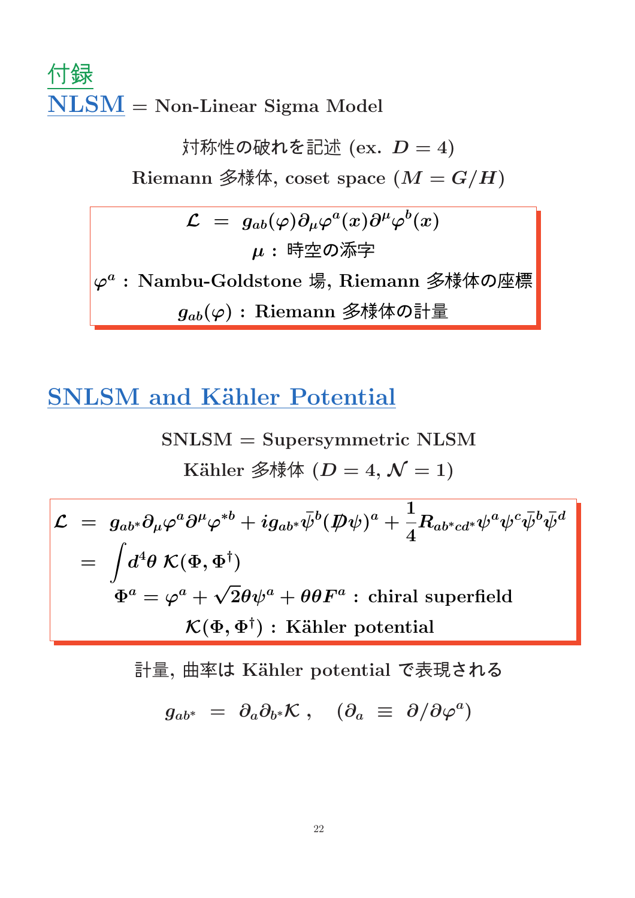# 付録

## NLSM = Non-Linear Sigma Model

対称性の破れを記述 (ex. $D = 4$)

Riemann 多様体, coset space ($M = G/H$)

$$\mathcal{L} \;=\; g_{ab}(\varphi)\partial_\mu \varphi^a(x)\partial^\mu \varphi^b(x)$$

$\mu$ : 時空の添字

$\varphi^a$ : Nambu-Goldstone 場, Riemann 多様体の座標

$g_{ab}(\varphi)$ : Riemann 多様体の計量

## SNLSM and Kähler Potential

SNLSM = Supersymmetric NLSM

Kähler 多様体 ($D = 4$, $\mathcal{N} = 1$)

$$\begin{aligned}
\mathcal{L} \;&=\; g_{ab^*}\partial_\mu \varphi^a \partial^\mu \varphi^{*b} + i g_{ab^*}\bar{\psi}^b (\not{D}\psi)^a + \frac{1}{4} R_{ab^*cd^*}\psi^a \psi^c \bar{\psi}^b \bar{\psi}^d \\
&=\; \int d^4\theta \; \mathcal{K}(\Phi, \Phi^\dagger)
\end{aligned}$$

$\Phi^a = \varphi^a + \sqrt{2}\theta\psi^a + \theta\theta F^a$ : chiral superfield

$\mathcal{K}(\Phi, \Phi^\dagger)$ : Kähler potential

計量, 曲率は Kähler potential で表現される

$$g_{ab^*} \;=\; \partial_a \partial_{b^*} \mathcal{K} \,, \quad (\partial_a \;\equiv\; \partial/\partial\varphi^a)$$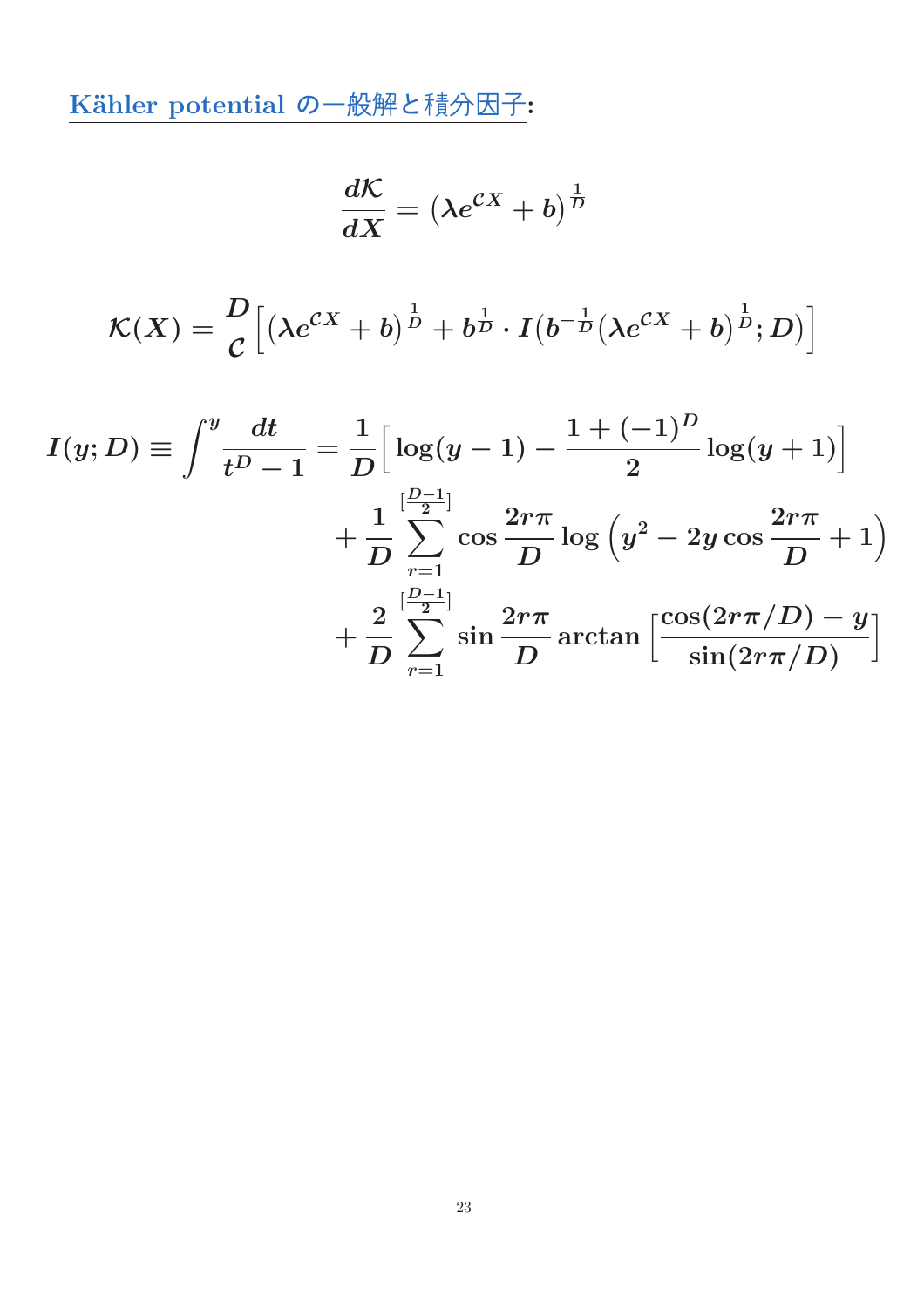Kähler potential の一般解と積分因子:

$$
\frac{d\mathcal{K}}{dX} = \left(\lambda e^{\mathcal{C}X} + b\right)^{\frac{1}{D}}
$$

$$
\mathcal{K}(X) = \frac{D}{\mathcal{C}}\Big[\left(\lambda e^{\mathcal{C}X} + b\right)^{\frac{1}{D}} + b^{\frac{1}{D}} \cdot I\big(b^{-\frac{1}{D}}\left(\lambda e^{\mathcal{C}X} + b\right)^{\frac{1}{D}}; D\big)\Big]
$$

$$
\begin{aligned}
I(y;D) \equiv \int^{y} \frac{dt}{t^D - 1} = \frac{1}{D}\Big[\log(y-1) - \frac{1+(-1)^D}{2}\log(y+1)\Big] \\
+ \frac{1}{D}\sum_{r=1}^{[\frac{D-1}{2}]} \cos\frac{2r\pi}{D}\log\left(y^2 - 2y\cos\frac{2r\pi}{D} + 1\right) \\
+ \frac{2}{D}\sum_{r=1}^{[\frac{D-1}{2}]} \sin\frac{2r\pi}{D}\arctan\left[\frac{\cos(2r\pi/D) - y}{\sin(2r\pi/D)}\right]
\end{aligned}
$$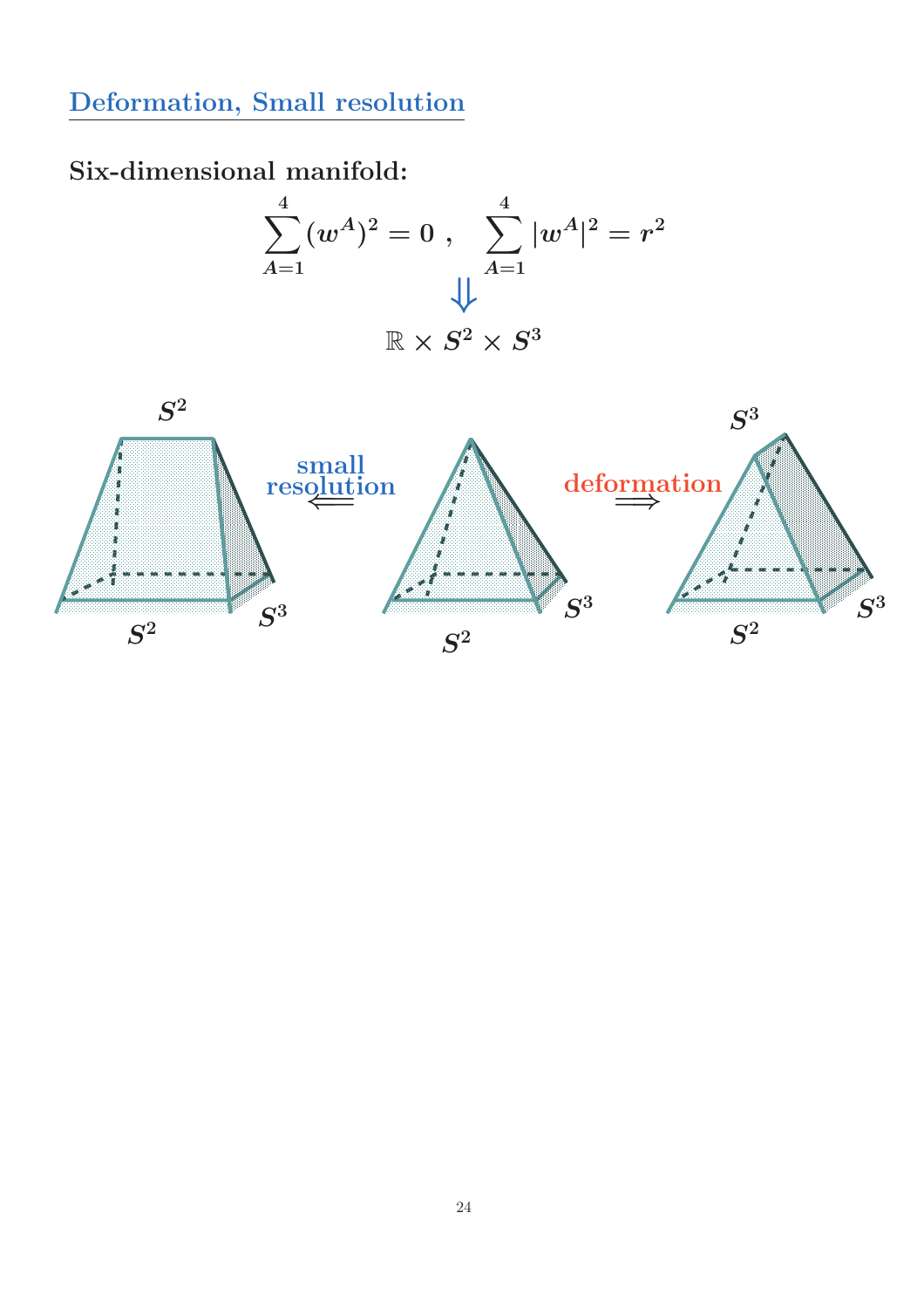## Deformation, Small resolution

**Six-dimensional manifold:**

$$\sum_{A=1}^{4} (w^A)^2 = 0 \ , \quad \sum_{A=1}^{4} |w^A|^2 = r^2$$

$$\Downarrow$$

$$\mathbb{R} \times S^2 \times S^3$$

$S^2$

small resolution $\Longleftarrow$

deformation $\Longrightarrow$

$S^3$

$S^2$ $S^3$

$S^2$ $S^3$

$S^2$ $S^3$